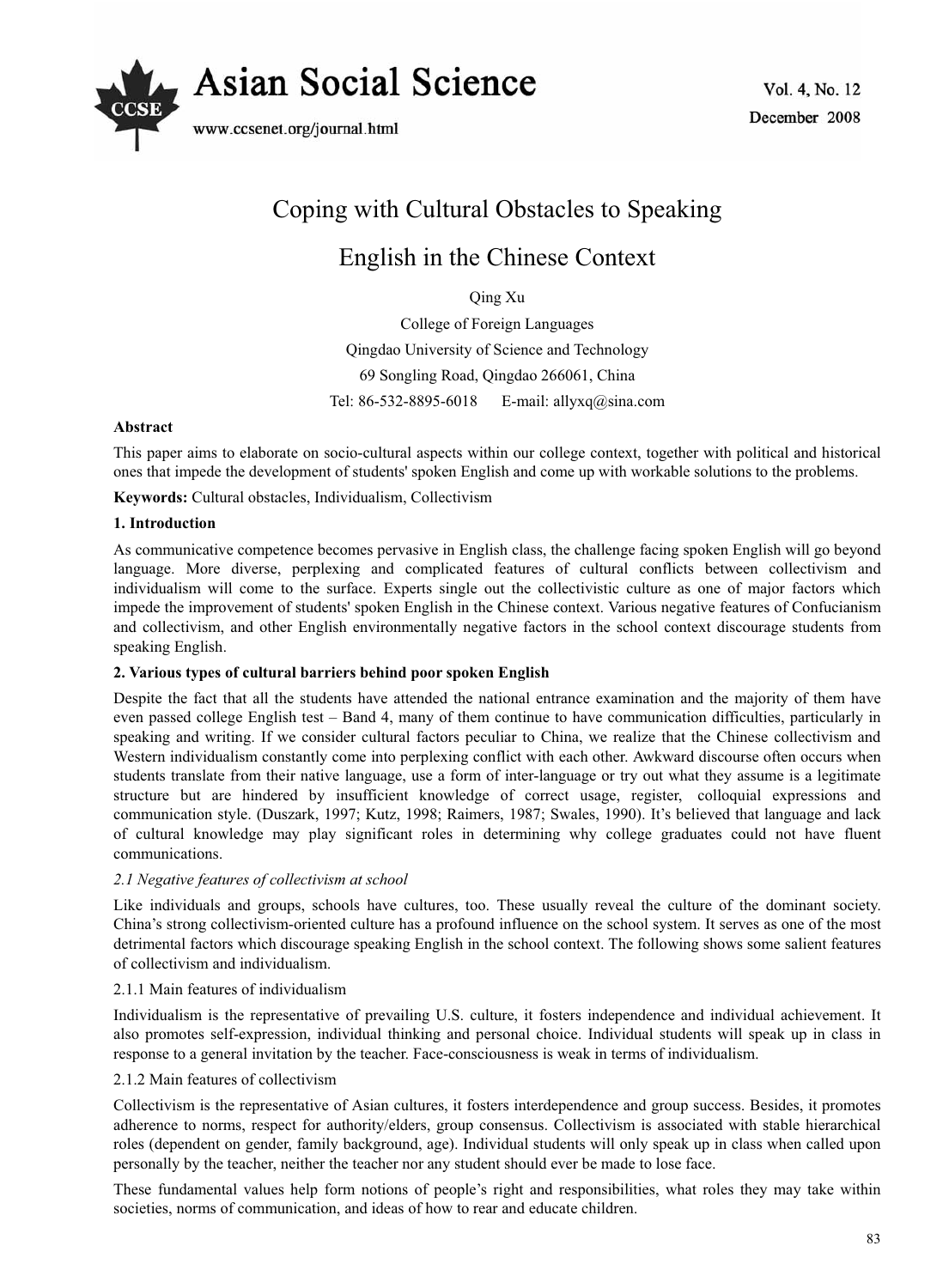# Coping with Cultural Obstacles to Speaking English in the Chinese Context

Qing Xu

College of Foreign Languages

Qingdao University of Science and Technology

69 Songling Road, Qingdao 266061, China

Tel: 86-532-8895-6018 E-mail: allyxq@sina.com

**Abstract**

This paper aims to elaborate on socio-cultural aspects within our college context, together with political and historical ones that impede the development of students' spoken English and come up with workable solutions to the problems.

**Keywords:** Cultural obstacles, Individualism, Collectivism

## 1. Introduction

As communicative competence becomes pervasive in English class, the challenge facing spoken English will go beyond language. More diverse, perplexing and complicated features of cultural conflicts between collectivism and individualism will come to the surface. Experts single out the collectivistic culture as one of major factors which impede the improvement of students' spoken English in the Chinese context. Various negative features of Confucianism and collectivism, and other English environmentally negative factors in the school context discourage students from speaking English.

## 2. Various types of cultural barriers behind poor spoken English

Despite the fact that all the students have attended the national entrance examination and the majority of them have even passed college English test – Band 4, many of them continue to have communication difficulties, particularly in speaking and writing. If we consider cultural factors peculiar to China, we realize that the Chinese collectivism and Western individualism constantly come into perplexing conflict with each other. Awkward discourse often occurs when students translate from their native language, use a form of inter-language or try out what they assume is a legitimate structure but are hindered by insufficient knowledge of correct usage, register, colloquial expressions and communication style. (Duszark, 1997; Kutz, 1998; Raimers, 1987; Swales, 1990). It's believed that language and lack of cultural knowledge may play significant roles in determining why college graduates could not have fluent communications.

### *2.1 Negative features of collectivism at school*

Like individuals and groups, schools have cultures, too. These usually reveal the culture of the dominant society. China's strong collectivism-oriented culture has a profound influence on the school system. It serves as one of the most detrimental factors which discourage speaking English in the school context. The following shows some salient features of collectivism and individualism.

#### 2.1.1 Main features of individualism

Individualism is the representative of prevailing U.S. culture, it fosters independence and individual achievement. It also promotes self-expression, individual thinking and personal choice. Individual students will speak up in class in response to a general invitation by the teacher. Face-consciousness is weak in terms of individualism.

#### 2.1.2 Main features of collectivism

Collectivism is the representative of Asian cultures, it fosters interdependence and group success. Besides, it promotes adherence to norms, respect for authority/elders, group consensus. Collectivism is associated with stable hierarchical roles (dependent on gender, family background, age). Individual students will only speak up in class when called upon personally by the teacher, neither the teacher nor any student should ever be made to lose face.

These fundamental values help form notions of people's right and responsibilities, what roles they may take within societies, norms of communication, and ideas of how to rear and educate children.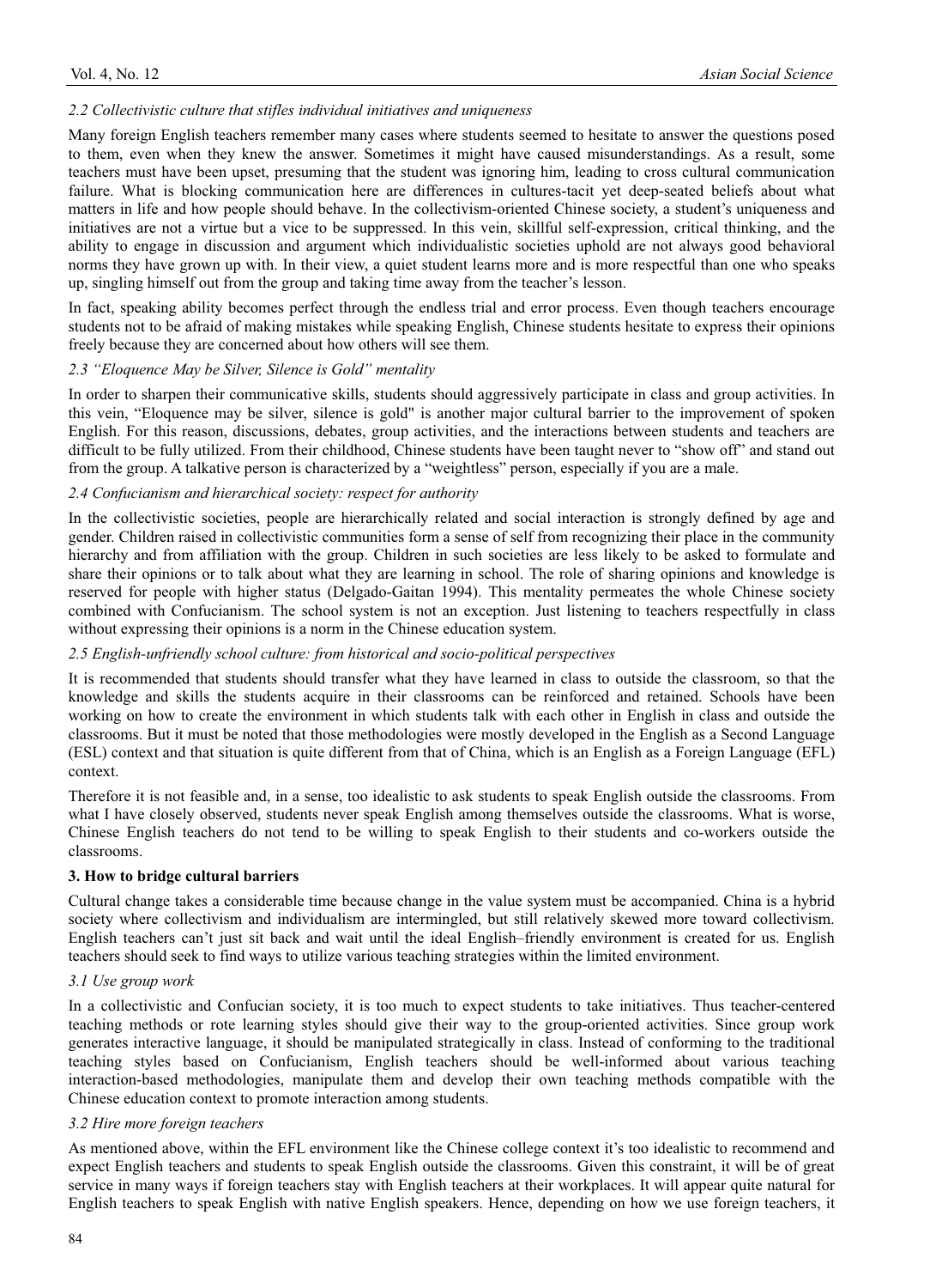### *2.2 Collectivistic culture that stifles individual initiatives and uniqueness*

Many foreign English teachers remember many cases where students seemed to hesitate to answer the questions posed to them, even when they knew the answer. Sometimes it might have caused misunderstandings. As a result, some teachers must have been upset, presuming that the student was ignoring him, leading to cross cultural communication failure. What is blocking communication here are differences in cultures-tacit yet deep-seated beliefs about what matters in life and how people should behave. In the collectivism-oriented Chinese society, a student's uniqueness and initiatives are not a virtue but a vice to be suppressed. In this vein, skillful self-expression, critical thinking, and the ability to engage in discussion and argument which individualistic societies uphold are not always good behavioral norms they have grown up with. In their view, a quiet student learns more and is more respectful than one who speaks up, singling himself out from the group and taking time away from the teacher's lesson.

In fact, speaking ability becomes perfect through the endless trial and error process. Even though teachers encourage students not to be afraid of making mistakes while speaking English, Chinese students hesitate to express their opinions freely because they are concerned about how others will see them.

### *2.3 "Eloquence May be Silver, Silence is Gold" mentality*

In order to sharpen their communicative skills, students should aggressively participate in class and group activities. In this vein, "Eloquence may be silver, silence is gold" is another major cultural barrier to the improvement of spoken English. For this reason, discussions, debates, group activities, and the interactions between students and teachers are difficult to be fully utilized. From their childhood, Chinese students have been taught never to "show off" and stand out from the group. A talkative person is characterized by a "weightless" person, especially if you are a male.

### *2.4 Confucianism and hierarchical society: respect for authority*

In the collectivistic societies, people are hierarchically related and social interaction is strongly defined by age and gender. Children raised in collectivistic communities form a sense of self from recognizing their place in the community hierarchy and from affiliation with the group. Children in such societies are less likely to be asked to formulate and share their opinions or to talk about what they are learning in school. The role of sharing opinions and knowledge is reserved for people with higher status (Delgado-Gaitan 1994). This mentality permeates the whole Chinese society combined with Confucianism. The school system is not an exception. Just listening to teachers respectfully in class without expressing their opinions is a norm in the Chinese education system.

### *2.5 English-unfriendly school culture: from historical and socio-political perspectives*

It is recommended that students should transfer what they have learned in class to outside the classroom, so that the knowledge and skills the students acquire in their classrooms can be reinforced and retained. Schools have been working on how to create the environment in which students talk with each other in English in class and outside the classrooms. But it must be noted that those methodologies were mostly developed in the English as a Second Language (ESL) context and that situation is quite different from that of China, which is an English as a Foreign Language (EFL) context.

Therefore it is not feasible and, in a sense, too idealistic to ask students to speak English outside the classrooms. From what I have closely observed, students never speak English among themselves outside the classrooms. What is worse, Chinese English teachers do not tend to be willing to speak English to their students and co-workers outside the classrooms.

## **3. How to bridge cultural barriers**

Cultural change takes a considerable time because change in the value system must be accompanied. China is a hybrid society where collectivism and individualism are intermingled, but still relatively skewed more toward collectivism. English teachers can't just sit back and wait until the ideal English–friendly environment is created for us. English teachers should seek to find ways to utilize various teaching strategies within the limited environment.

### *3.1 Use group work*

In a collectivistic and Confucian society, it is too much to expect students to take initiatives. Thus teacher-centered teaching methods or rote learning styles should give their way to the group-oriented activities. Since group work generates interactive language, it should be manipulated strategically in class. Instead of conforming to the traditional teaching styles based on Confucianism, English teachers should be well-informed about various teaching interaction-based methodologies, manipulate them and develop their own teaching methods compatible with the Chinese education context to promote interaction among students.

### *3.2 Hire more foreign teachers*

As mentioned above, within the EFL environment like the Chinese college context it's too idealistic to recommend and expect English teachers and students to speak English outside the classrooms. Given this constraint, it will be of great service in many ways if foreign teachers stay with English teachers at their workplaces. It will appear quite natural for English teachers to speak English with native English speakers. Hence, depending on how we use foreign teachers, it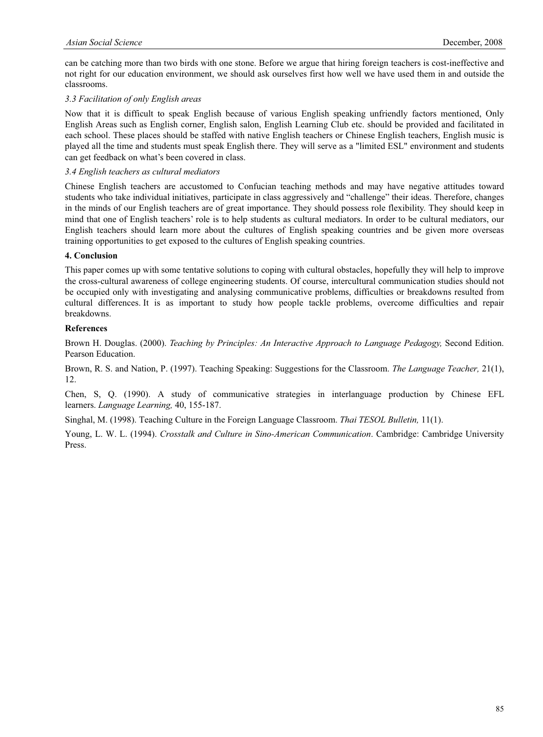can be catching more than two birds with one stone. Before we argue that hiring foreign teachers is cost-ineffective and not right for our education environment, we should ask ourselves first how well we have used them in and outside the classrooms.

### *3.3 Facilitation of only English areas*

Now that it is difficult to speak English because of various English speaking unfriendly factors mentioned, Only English Areas such as English corner, English salon, English Learning Club etc. should be provided and facilitated in each school. These places should be staffed with native English teachers or Chinese English teachers, English music is played all the time and students must speak English there. They will serve as a "limited ESL" environment and students can get feedback on what's been covered in class.

### *3.4 English teachers as cultural mediators*

Chinese English teachers are accustomed to Confucian teaching methods and may have negative attitudes toward students who take individual initiatives, participate in class aggressively and "challenge" their ideas. Therefore, changes in the minds of our English teachers are of great importance. They should possess role flexibility. They should keep in mind that one of English teachers' role is to help students as cultural mediators. In order to be cultural mediators, our English teachers should learn more about the cultures of English speaking countries and be given more overseas training opportunities to get exposed to the cultures of English speaking countries.

## **4. Conclusion**

This paper comes up with some tentative solutions to coping with cultural obstacles, hopefully they will help to improve the cross-cultural awareness of college engineering students. Of course, intercultural communication studies should not be occupied only with investigating and analysing communicative problems, difficulties or breakdowns resulted from cultural differences. It is as important to study how people tackle problems, overcome difficulties and repair breakdowns.

## **References**

Brown H. Douglas. (2000). *Teaching by Principles: An Interactive Approach to Language Pedagogy,* Second Edition. Pearson Education.

Brown, R. S. and Nation, P. (1997). Teaching Speaking: Suggestions for the Classroom. *The Language Teacher,* 21(1), 12.

Chen, S, Q. (1990). A study of communicative strategies in interlanguage production by Chinese EFL learners. *Language Learning,* 40, 155-187.

Singhal, M. (1998). Teaching Culture in the Foreign Language Classroom. *Thai TESOL Bulletin,* 11(1).

Young, L. W. L. (1994). *Crosstalk and Culture in Sino-American Communication*. Cambridge: Cambridge University Press.